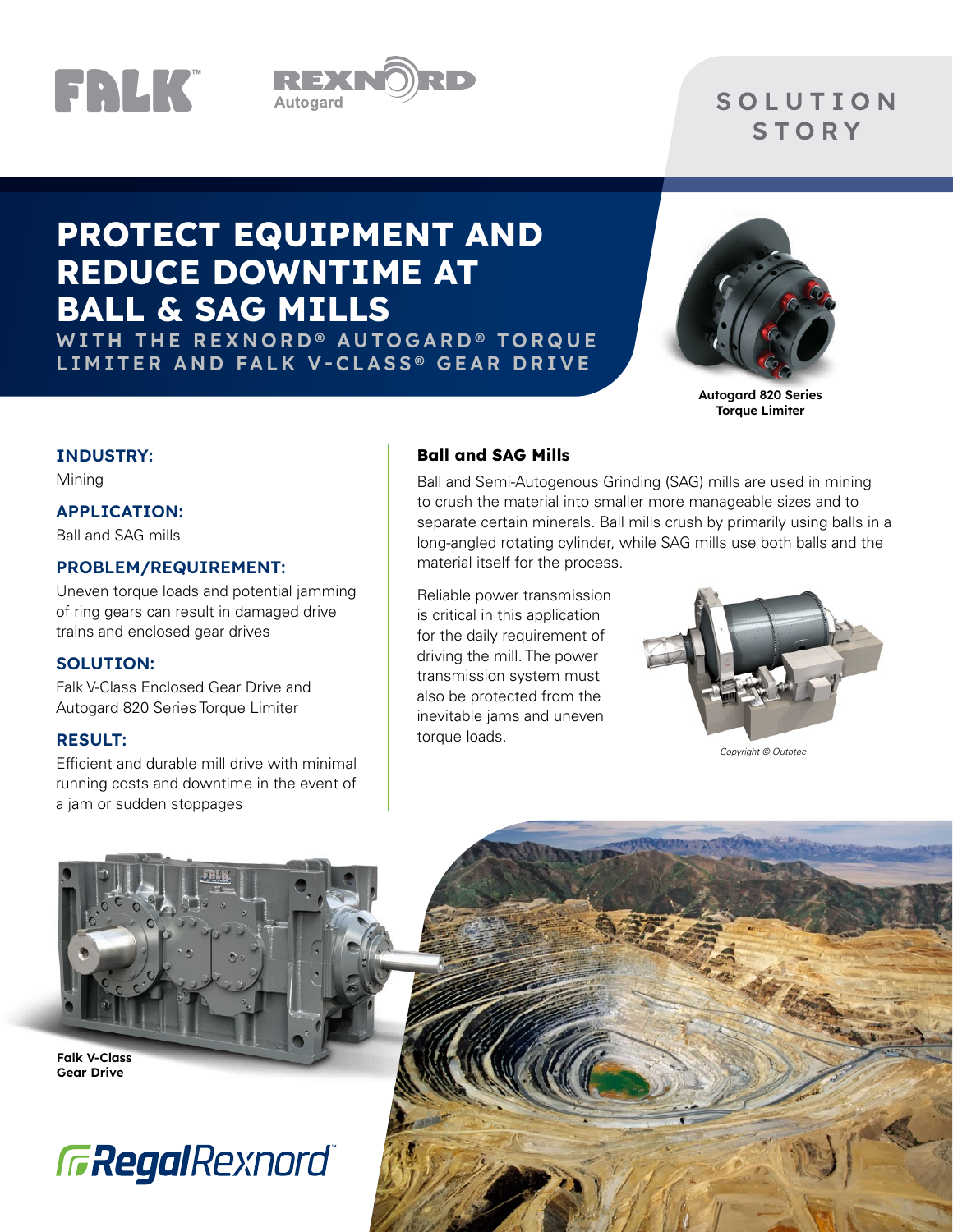SOLUTION STORY

# PROTECT EQUIPMENT AND REDUCE DOWNTIME AT BALL & SAG MILLS

## WITH THE REXNORD® AUTOGARD® TORQUE LIMITER AND FALK V-CLASS® GEAR DRIVE

**Autogard 820 Series Torque Limiter**

### INDUSTRY:

Mining

### APPLICATION:

Ball and SAG mills

### PROBLEM/REQUIREMENT:

Uneven torque loads and potential jamming of ring gears can result in damaged drive trains and enclosed gear drives

### SOLUTION:

Falk V-Class Enclosed Gear Drive and Autogard 820 Series Torque Limiter

### RESULT:

Efficient and durable mill drive with minimal running costs and downtime in the event of a jam or sudden stoppages

### Ball and SAG Mills

Ball and Semi-Autogenous Grinding (SAG) mills are used in mining to crush the material into smaller more manageable sizes and to separate certain minerals. Ball mills crush by primarily using balls in a long-angled rotating cylinder, while SAG mills use both balls and the material itself for the process.

Reliable power transmission is critical in this application for the daily requirement of driving the mill. The power transmission system must also be protected from the inevitable jams and uneven torque loads.

*Copyright © Outotec*

**Falk V-Class Gear Drive**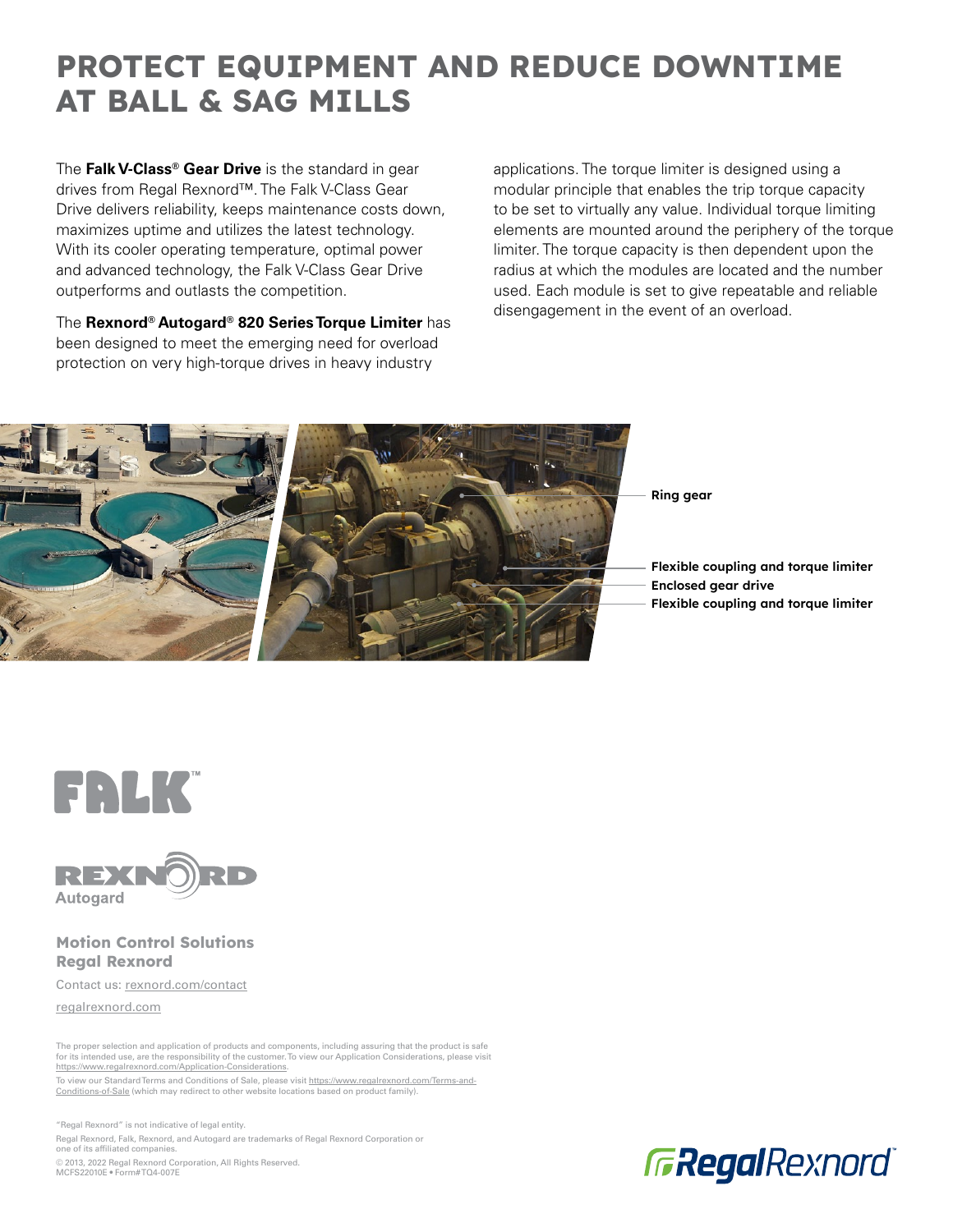# PROTECT EQUIPMENT AND REDUCE DOWNTIME AT BALL & SAG MILLS

The **Falk V-Class® Gear Drive** is the standard in gear drives from Regal Rexnord™. The Falk V-Class Gear Drive delivers reliability, keeps maintenance costs down, maximizes uptime and utilizes the latest technology. With its cooler operating temperature, optimal power and advanced technology, the Falk V-Class Gear Drive outperforms and outlasts the competition.

The **Rexnord® Autogard® 820 Series Torque Limiter** has been designed to meet the emerging need for overload protection on very high-torque drives in heavy industry applications. The torque limiter is designed using a modular principle that enables the trip torque capacity to be set to virtually any value. Individual torque limiting elements are mounted around the periphery of the torque limiter. The torque capacity is then dependent upon the radius at which the modules are located and the number used. Each module is set to give repeatable and reliable disengagement in the event of an overload.

**Ring gear**

**Flexible coupling and torque limiter**

**Enclosed gear drive**

**Flexible coupling and torque limiter**

FALK™

REXNORD
Autogard

**Motion Control Solutions**
**Regal Rexnord**

Contact us: rexnord.com/contact

regalrexnord.com

The proper selection and application of products and components, including assuring that the product is safe for its intended use, are the responsibility of the customer. To view our Application Considerations, please visit https://www.regalrexnord.com/Application-Considerations.

To view our Standard Terms and Conditions of Sale, please visit https://www.regalrexnord.com/Terms-and-Conditions-of-Sale (which may redirect to other website locations based on product family).

"Regal Rexnord" is not indicative of legal entity.

Regal Rexnord, Falk, Rexnord, and Autogard are trademarks of Regal Rexnord Corporation or one of its affiliated companies.

© 2013, 2022 Regal Rexnord Corporation, All Rights Reserved.
MCFS22010E • Form#TQ4-007E

RegalRexnord™